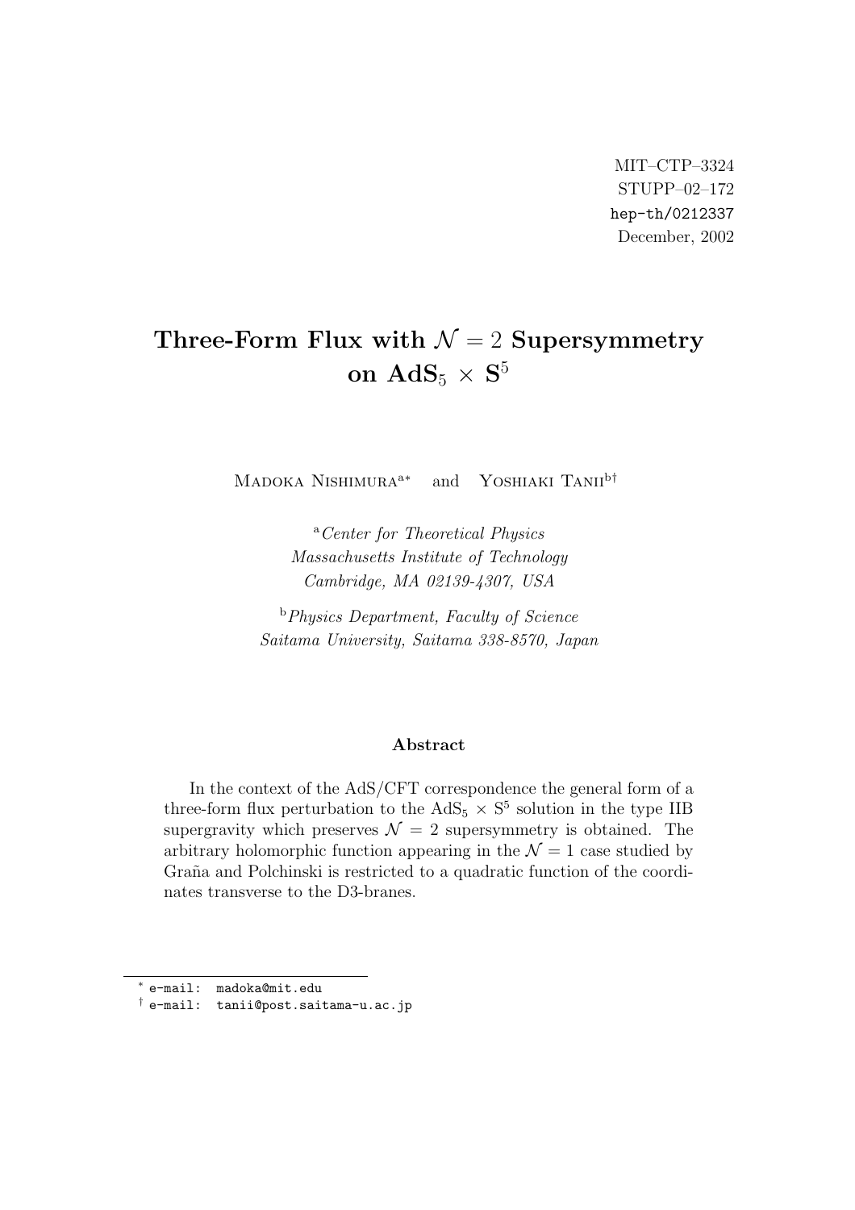MIT–CTP–3324
STUPP–02–172
hep-th/0212337
December, 2002

# Three-Form Flux with $\mathcal{N} = 2$ Supersymmetry on $\mathbf{AdS}_5 \times \mathbf{S}^5$

Madoka Nishimura[a*] and Yoshiaki Tanii[b†]

[a] *Center for Theoretical Physics*
*Massachusetts Institute of Technology*
*Cambridge, MA 02139-4307, USA*

[b] *Physics Department, Faculty of Science*
*Saitama University, Saitama 338-8570, Japan*

### Abstract

In the context of the AdS/CFT correspondence the general form of a three-form flux perturbation to the $\mathrm{AdS}_5 \times \mathrm{S}^5$ solution in the type IIB supergravity which preserves $\mathcal{N} = 2$ supersymmetry is obtained. The arbitrary holomorphic function appearing in the $\mathcal{N} = 1$ case studied by Graña and Polchinski is restricted to a quadratic function of the coordinates transverse to the D3-branes.

---

[*] e-mail: madoka@mit.edu
[†] e-mail: tanii@post.saitama-u.ac.jp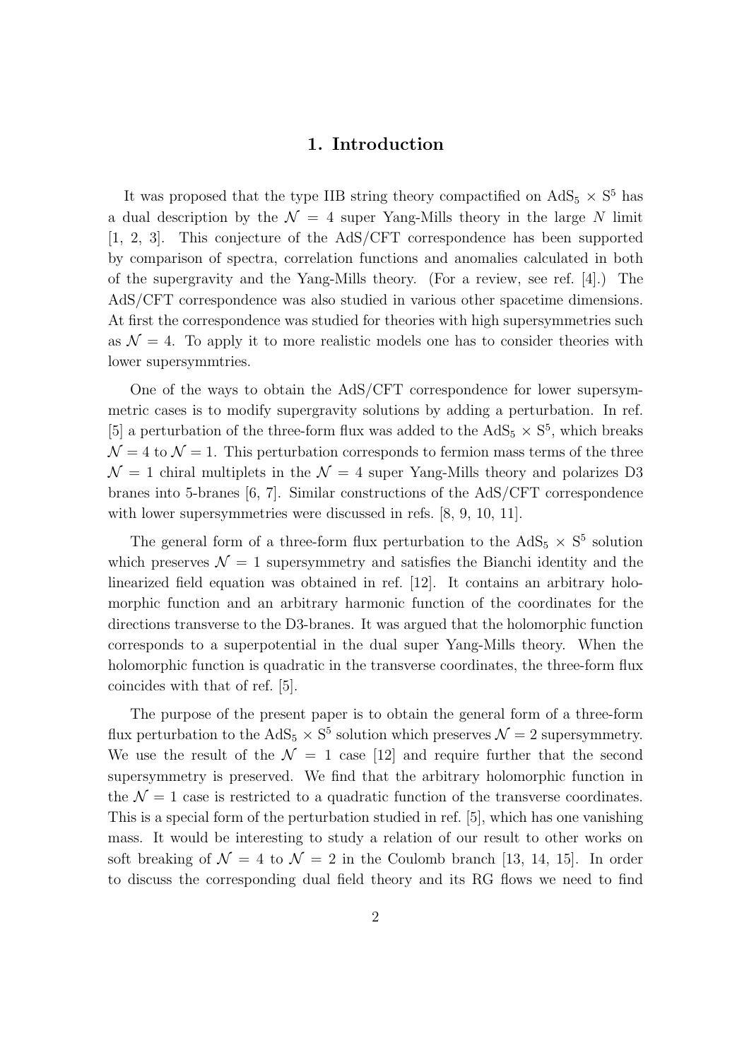# 1. Introduction

It was proposed that the type IIB string theory compactified on $\mathrm{AdS}_5 \times \mathrm{S}^5$ has a dual description by the $\mathcal{N} = 4$ super Yang-Mills theory in the large $N$ limit [1, 2, 3]. This conjecture of the AdS/CFT correspondence has been supported by comparison of spectra, correlation functions and anomalies calculated in both of the supergravity and the Yang-Mills theory. (For a review, see ref. [4].) The AdS/CFT correspondence was also studied in various other spacetime dimensions. At first the correspondence was studied for theories with high supersymmetries such as $\mathcal{N} = 4$. To apply it to more realistic models one has to consider theories with lower supersymmtries.

One of the ways to obtain the AdS/CFT correspondence for lower supersymmetric cases is to modify supergravity solutions by adding a perturbation. In ref. [5] a perturbation of the three-form flux was added to the $\mathrm{AdS}_5 \times \mathrm{S}^5$, which breaks $\mathcal{N} = 4$ to $\mathcal{N} = 1$. This perturbation corresponds to fermion mass terms of the three $\mathcal{N} = 1$ chiral multiplets in the $\mathcal{N} = 4$ super Yang-Mills theory and polarizes D3 branes into 5-branes [6, 7]. Similar constructions of the AdS/CFT correspondence with lower supersymmetries were discussed in refs. [8, 9, 10, 11].

The general form of a three-form flux perturbation to the $\mathrm{AdS}_5 \times \mathrm{S}^5$ solution which preserves $\mathcal{N} = 1$ supersymmetry and satisfies the Bianchi identity and the linearized field equation was obtained in ref. [12]. It contains an arbitrary holomorphic function and an arbitrary harmonic function of the coordinates for the directions transverse to the D3-branes. It was argued that the holomorphic function corresponds to a superpotential in the dual super Yang-Mills theory. When the holomorphic function is quadratic in the transverse coordinates, the three-form flux coincides with that of ref. [5].

The purpose of the present paper is to obtain the general form of a three-form flux perturbation to the $\mathrm{AdS}_5 \times \mathrm{S}^5$ solution which preserves $\mathcal{N} = 2$ supersymmetry. We use the result of the $\mathcal{N} = 1$ case [12] and require further that the second supersymmetry is preserved. We find that the arbitrary holomorphic function in the $\mathcal{N} = 1$ case is restricted to a quadratic function of the transverse coordinates. This is a special form of the perturbation studied in ref. [5], which has one vanishing mass. It would be interesting to study a relation of our result to other works on soft breaking of $\mathcal{N} = 4$ to $\mathcal{N} = 2$ in the Coulomb branch [13, 14, 15]. In order to discuss the corresponding dual field theory and its RG flows we need to find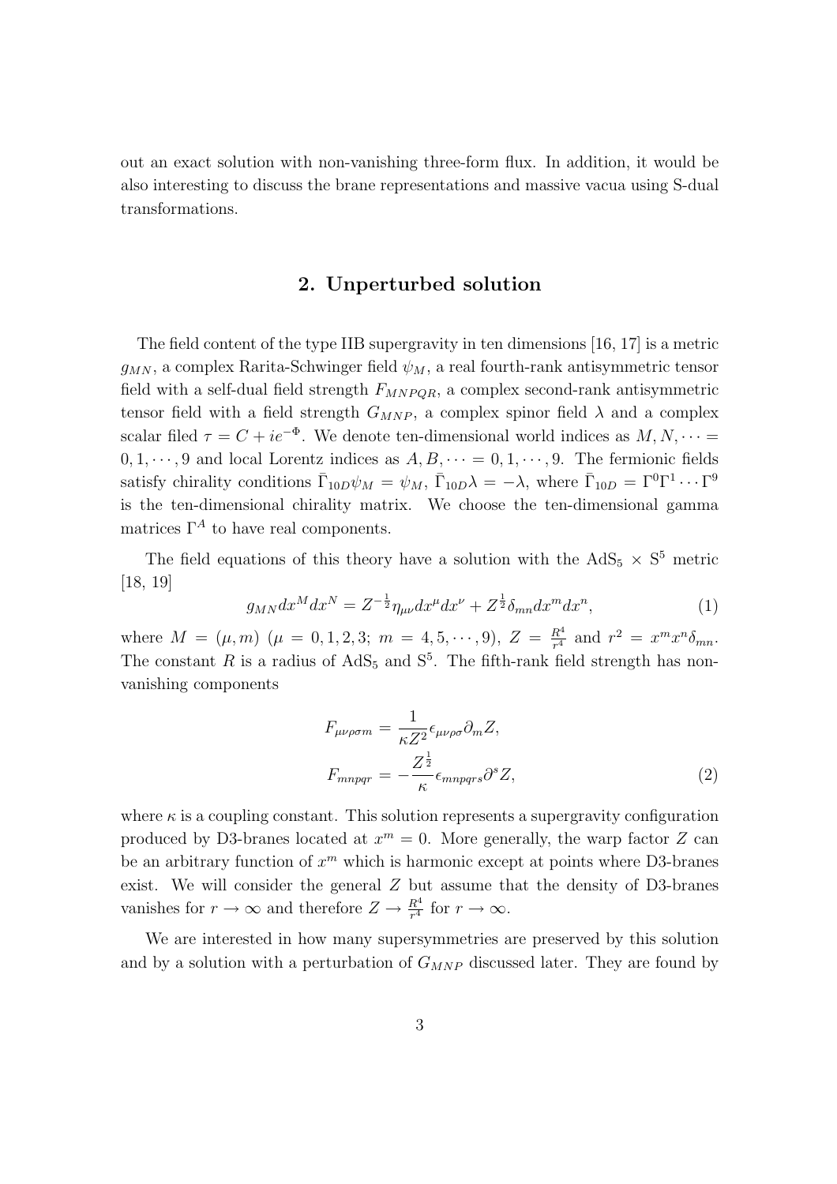out an exact solution with non-vanishing three-form flux. In addition, it would be also interesting to discuss the brane representations and massive vacua using S-dual transformations.

## 2. Unperturbed solution

The field content of the type IIB supergravity in ten dimensions [16, 17] is a metric $g_{MN}$, a complex Rarita-Schwinger field $\psi_M$, a real fourth-rank antisymmetric tensor field with a self-dual field strength $F_{MNPQR}$, a complex second-rank antisymmetric tensor field with a field strength $G_{MNP}$, a complex spinor field $\lambda$ and a complex scalar filed $\tau = C + ie^{-\Phi}$. We denote ten-dimensional world indices as $M, N, \cdots = 0, 1, \cdots, 9$ and local Lorentz indices as $A, B, \cdots = 0, 1, \cdots, 9$. The fermionic fields satisfy chirality conditions $\bar{\Gamma}_{10D}\psi_M = \psi_M$, $\bar{\Gamma}_{10D}\lambda = -\lambda$, where $\bar{\Gamma}_{10D} = \Gamma^0\Gamma^1 \cdots \Gamma^9$ is the ten-dimensional chirality matrix. We choose the ten-dimensional gamma matrices $\Gamma^A$ to have real components.

The field equations of this theory have a solution with the $\mathrm{AdS}_5 \times \mathrm{S}^5$ metric [18, 19]

$$g_{MN}dx^M dx^N = Z^{-\frac{1}{2}}\eta_{\mu\nu}dx^\mu dx^\nu + Z^{\frac{1}{2}}\delta_{mn}dx^m dx^n, \tag{1}$$

where $M = (\mu, m)$ ($\mu = 0, 1, 2, 3$; $m = 4, 5, \cdots, 9$), $Z = \frac{R^4}{r^4}$ and $r^2 = x^m x^n \delta_{mn}$. The constant $R$ is a radius of $\mathrm{AdS}_5$ and $\mathrm{S}^5$. The fifth-rank field strength has non-vanishing components

$$\begin{aligned}
F_{\mu\nu\rho\sigma m} &= \frac{1}{\kappa Z^2}\epsilon_{\mu\nu\rho\sigma}\partial_m Z, \\
F_{mnpqr} &= -\frac{Z^{\frac{1}{2}}}{\kappa}\epsilon_{mnpqrs}\partial^s Z,
\end{aligned} \tag{2}$$

where $\kappa$ is a coupling constant. This solution represents a supergravity configuration produced by D3-branes located at $x^m = 0$. More generally, the warp factor $Z$ can be an arbitrary function of $x^m$ which is harmonic except at points where D3-branes exist. We will consider the general $Z$ but assume that the density of D3-branes vanishes for $r \to \infty$ and therefore $Z \to \frac{R^4}{r^4}$ for $r \to \infty$.

We are interested in how many supersymmetries are preserved by this solution and by a solution with a perturbation of $G_{MNP}$ discussed later. They are found by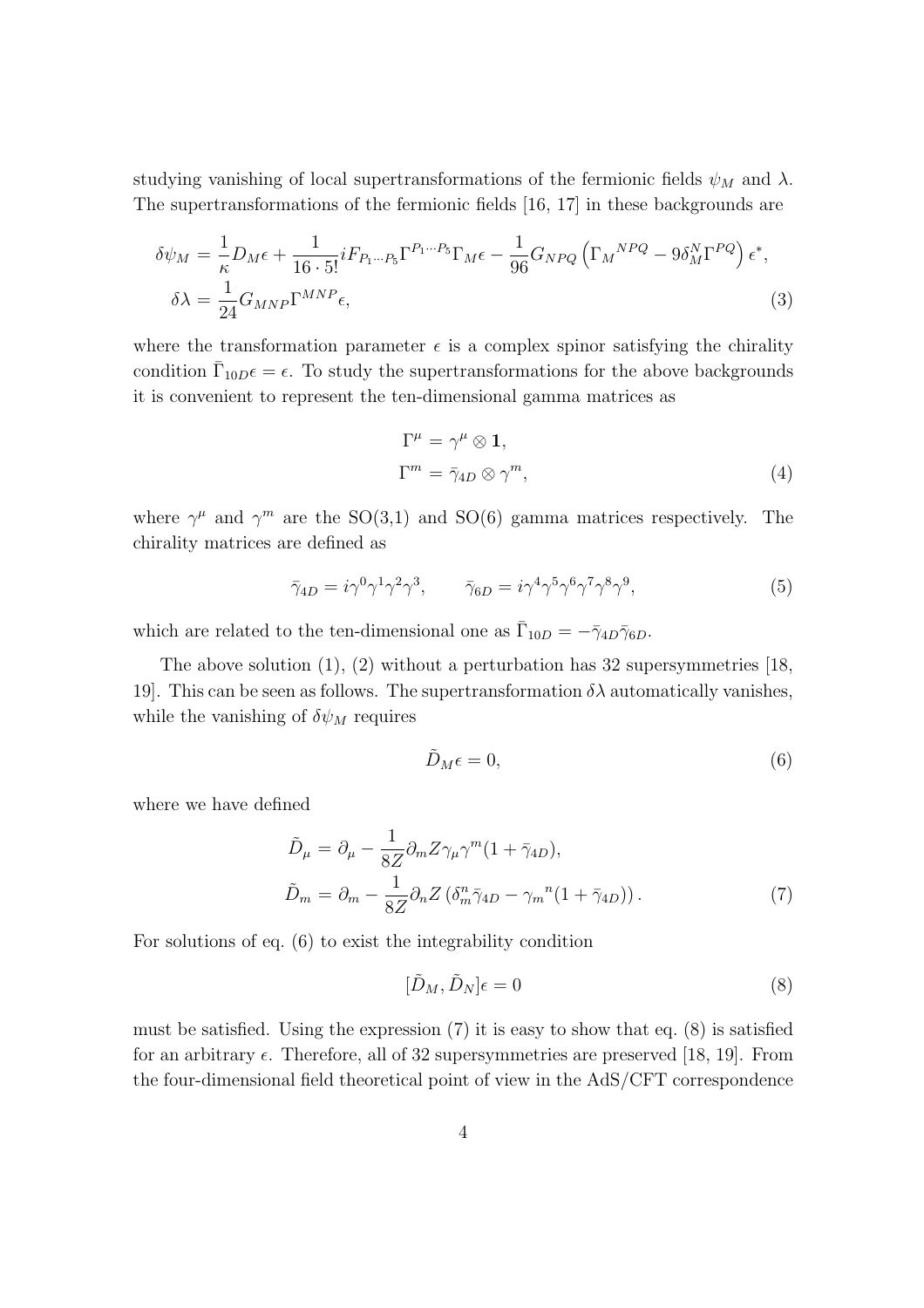studying vanishing of local supertransformations of the fermionic fields $\psi_M$ and $\lambda$. The supertransformations of the fermionic fields [16, 17] in these backgrounds are

$$
\begin{aligned}
\delta\psi_M &= \frac{1}{\kappa} D_M \epsilon + \frac{1}{16 \cdot 5!} i F_{P_1 \cdots P_5} \Gamma^{P_1 \cdots P_5} \Gamma_M \epsilon - \frac{1}{96} G_{NPQ} \left( \Gamma_M{}^{NPQ} - 9 \delta_M^N \Gamma^{PQ} \right) \epsilon^*, \\
\delta\lambda &= \frac{1}{24} G_{MNP} \Gamma^{MNP} \epsilon,
\end{aligned} \tag{3}
$$

where the transformation parameter $\epsilon$ is a complex spinor satisfying the chirality condition $\bar{\Gamma}_{10D}\epsilon = \epsilon$. To study the supertransformations for the above backgrounds it is convenient to represent the ten-dimensional gamma matrices as

$$
\begin{aligned}
\Gamma^\mu &= \gamma^\mu \otimes \mathbf{1}, \\
\Gamma^m &= \bar{\gamma}_{4D} \otimes \gamma^m,
\end{aligned} \tag{4}
$$

where $\gamma^\mu$ and $\gamma^m$ are the SO(3,1) and SO(6) gamma matrices respectively. The chirality matrices are defined as

$$
\bar{\gamma}_{4D} = i\gamma^0\gamma^1\gamma^2\gamma^3, \qquad \bar{\gamma}_{6D} = i\gamma^4\gamma^5\gamma^6\gamma^7\gamma^8\gamma^9, \tag{5}
$$

which are related to the ten-dimensional one as $\bar{\Gamma}_{10D} = -\bar{\gamma}_{4D}\bar{\gamma}_{6D}$.

The above solution (1), (2) without a perturbation has 32 supersymmetries [18, 19]. This can be seen as follows. The supertransformation $\delta\lambda$ automatically vanishes, while the vanishing of $\delta\psi_M$ requires

$$
\tilde{D}_M \epsilon = 0, \tag{6}
$$

where we have defined

$$
\begin{aligned}
\tilde{D}_\mu &= \partial_\mu - \frac{1}{8Z} \partial_m Z \gamma_\mu \gamma^m (1 + \bar{\gamma}_{4D}), \\
\tilde{D}_m &= \partial_m - \frac{1}{8Z} \partial_n Z \left( \delta_m^n \bar{\gamma}_{4D} - \gamma_m{}^n (1 + \bar{\gamma}_{4D}) \right).
\end{aligned} \tag{7}
$$

For solutions of eq. (6) to exist the integrability condition

$$
[\tilde{D}_M, \tilde{D}_N]\epsilon = 0 \tag{8}
$$

must be satisfied. Using the expression (7) it is easy to show that eq. (8) is satisfied for an arbitrary $\epsilon$. Therefore, all of 32 supersymmetries are preserved [18, 19]. From the four-dimensional field theoretical point of view in the AdS/CFT correspondence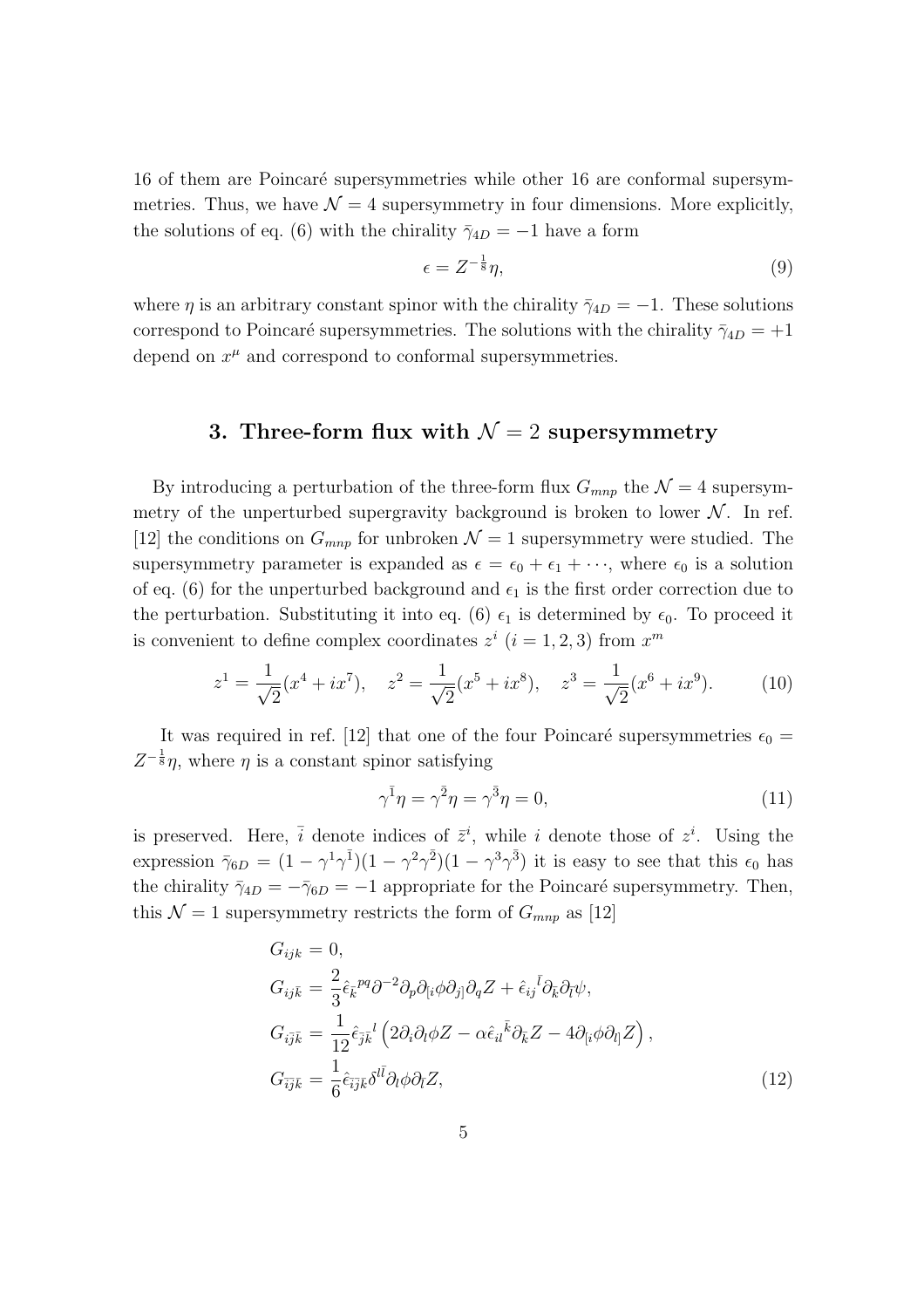16 of them are Poincaré supersymmetries while other 16 are conformal supersymmetries. Thus, we have $\mathcal{N}=4$ supersymmetry in four dimensions. More explicitly, the solutions of eq. (6) with the chirality $\bar{\gamma}_{4D}=-1$ have a form

$$
\epsilon = Z^{-\frac{1}{8}}\eta, \tag{9}
$$

where $\eta$ is an arbitrary constant spinor with the chirality $\bar{\gamma}_{4D}=-1$. These solutions correspond to Poincaré supersymmetries. The solutions with the chirality $\bar{\gamma}_{4D}=+1$ depend on $x^\mu$ and correspond to conformal supersymmetries.

## 3. Three-form flux with $\mathcal{N}=2$ supersymmetry

By introducing a perturbation of the three-form flux $G_{mnp}$ the $\mathcal{N}=4$ supersymmetry of the unperturbed supergravity background is broken to lower $\mathcal{N}$. In ref. [12] the conditions on $G_{mnp}$ for unbroken $\mathcal{N}=1$ supersymmetry were studied. The supersymmetry parameter is expanded as $\epsilon = \epsilon_0 + \epsilon_1 + \cdots$, where $\epsilon_0$ is a solution of eq. (6) for the unperturbed background and $\epsilon_1$ is the first order correction due to the perturbation. Substituting it into eq. (6) $\epsilon_1$ is determined by $\epsilon_0$. To proceed it is convenient to define complex coordinates $z^i$ $(i=1,2,3)$ from $x^m$

$$
z^1 = \frac{1}{\sqrt{2}}(x^4 + ix^7), \quad z^2 = \frac{1}{\sqrt{2}}(x^5 + ix^8), \quad z^3 = \frac{1}{\sqrt{2}}(x^6 + ix^9). \tag{10}
$$

It was required in ref. [12] that one of the four Poincaré supersymmetries $\epsilon_0 = Z^{-\frac{1}{8}}\eta$, where $\eta$ is a constant spinor satisfying

$$
\gamma^{\bar{1}}\eta = \gamma^{\bar{2}}\eta = \gamma^{\bar{3}}\eta = 0, \tag{11}
$$

is preserved. Here, $\bar{i}$ denote indices of $\bar{z}^i$, while $i$ denote those of $z^i$. Using the expression $\bar{\gamma}_{6D} = (1-\gamma^1\gamma^{\bar{1}})(1-\gamma^2\gamma^{\bar{2}})(1-\gamma^3\gamma^{\bar{3}})$ it is easy to see that this $\epsilon_0$ has the chirality $\bar{\gamma}_{4D} = -\bar{\gamma}_{6D} = -1$ appropriate for the Poincaré supersymmetry. Then, this $\mathcal{N}=1$ supersymmetry restricts the form of $G_{mnp}$ as [12]

$$
\begin{aligned}
G_{ijk} &= 0, \\
G_{ij\bar{k}} &= \frac{2}{3}\hat{\epsilon}_{\bar{k}}{}^{pq}\partial^{-2}\partial_p\partial_{[i}\phi\partial_{j]}\partial_q Z + \hat{\epsilon}_{ij}{}^{\bar{l}}\partial_{\bar{k}}\partial_{\bar{l}}\psi, \\
G_{i\bar{j}\bar{k}} &= \frac{1}{12}\hat{\epsilon}_{\bar{j}\bar{k}}{}^{l}\left(2\partial_i\partial_l\phi Z - \alpha\hat{\epsilon}_{il}{}^{\bar{k}}\partial_{\bar{k}}Z - 4\partial_{[i}\phi\partial_{l]}Z\right), \\
G_{\bar{i}\bar{j}\bar{k}} &= \frac{1}{6}\hat{\epsilon}_{\bar{i}\bar{j}\bar{k}}\delta^{l\bar{l}}\partial_l\phi\partial_{\bar{l}}Z,
\end{aligned} \tag{12}
$$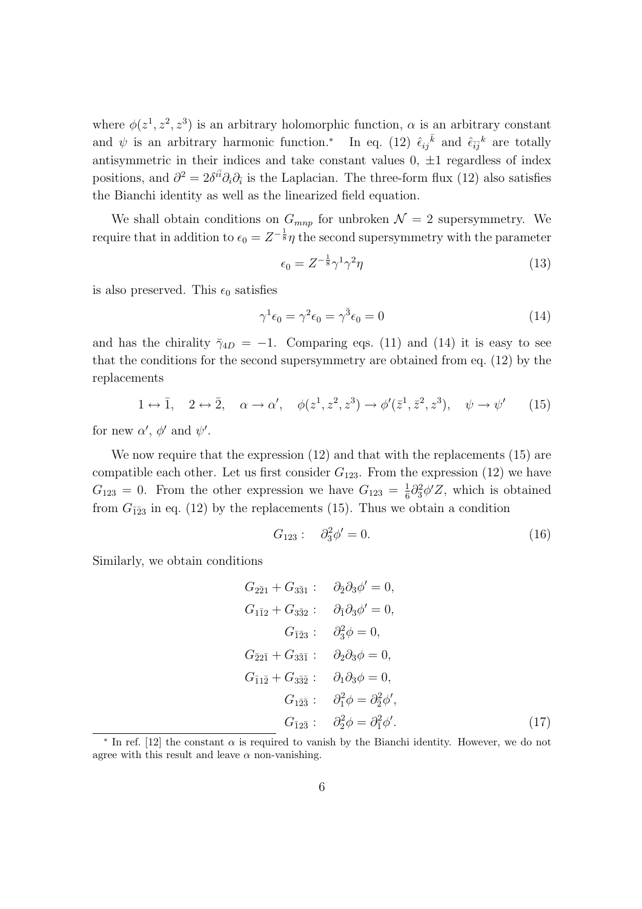where $\phi(z^1, z^2, z^3)$ is an arbitrary holomorphic function, $\alpha$ is an arbitrary constant and $\psi$ is an arbitrary harmonic function.* In eq. (12) $\hat{\epsilon}_{ij}{}^{\bar{k}}$ and $\hat{\epsilon}_{\bar{i}\bar{j}}{}^{k}$ are totally antisymmetric in their indices and take constant values 0, $\pm 1$ regardless of index positions, and $\partial^2 = 2\delta^{i\bar{i}}\partial_i\partial_{\bar{i}}$ is the Laplacian. The three-form flux (12) also satisfies the Bianchi identity as well as the linearized field equation.

We shall obtain conditions on $G_{mnp}$ for unbroken $\mathcal{N} = 2$ supersymmetry. We require that in addition to $\epsilon_0 = Z^{-\frac{1}{8}}\eta$ the second supersymmetry with the parameter

$$\epsilon_0 = Z^{-\frac{1}{8}}\gamma^1\gamma^2\eta \tag{13}$$

is also preserved. This $\epsilon_0$ satisfies

$$\gamma^1\epsilon_0 = \gamma^2\epsilon_0 = \gamma^{\bar{3}}\epsilon_0 = 0 \tag{14}$$

and has the chirality $\bar{\gamma}_{4D} = -1$. Comparing eqs. (11) and (14) it is easy to see that the conditions for the second supersymmetry are obtained from eq. (12) by the replacements

$$1 \leftrightarrow \bar{1}, \quad 2 \leftrightarrow \bar{2}, \quad \alpha \rightarrow \alpha', \quad \phi(z^1, z^2, z^3) \rightarrow \phi'(\bar{z}^1, \bar{z}^2, z^3), \quad \psi \rightarrow \psi' \tag{15}$$

for new $\alpha'$, $\phi'$ and $\psi'$.

We now require that the expression (12) and that with the replacements (15) are compatible each other. Let us first consider $G_{123}$. From the expression (12) we have $G_{123} = 0$. From the other expression we have $G_{123} = \frac{1}{6}\partial_3^2\phi' Z$, which is obtained from $G_{\bar{1}\bar{2}3}$ in eq. (12) by the replacements (15). Thus we obtain a condition

$$G_{123}: \quad \partial_3^2\phi' = 0. \tag{16}$$

Similarly, we obtain conditions

$$\begin{aligned}
G_{2\bar{2}1} + G_{3\bar{3}1}: &\quad \partial_{\bar{2}}\partial_3\phi' = 0, \\
G_{1\bar{1}2} + G_{3\bar{3}2}: &\quad \partial_{\bar{1}}\partial_3\phi' = 0, \\
G_{\bar{1}\bar{2}3}: &\quad \partial_3^2\phi = 0, \\
G_{\bar{2}2\bar{1}} + G_{3\bar{3}\bar{1}}: &\quad \partial_2\partial_3\phi = 0, \\
G_{\bar{1}1\bar{2}} + G_{3\bar{3}\bar{2}}: &\quad \partial_1\partial_3\phi = 0, \\
G_{1\bar{2}\bar{3}}: &\quad \partial_1^2\phi = \partial_{\bar{2}}^2\phi', \\
G_{\bar{1}2\bar{3}}: &\quad \partial_2^2\phi = \partial_{\bar{1}}^2\phi'.
\end{aligned} \tag{17}$$

---

* In ref. [12] the constant $\alpha$ is required to vanish by the Bianchi identity. However, we do not agree with this result and leave $\alpha$ non-vanishing.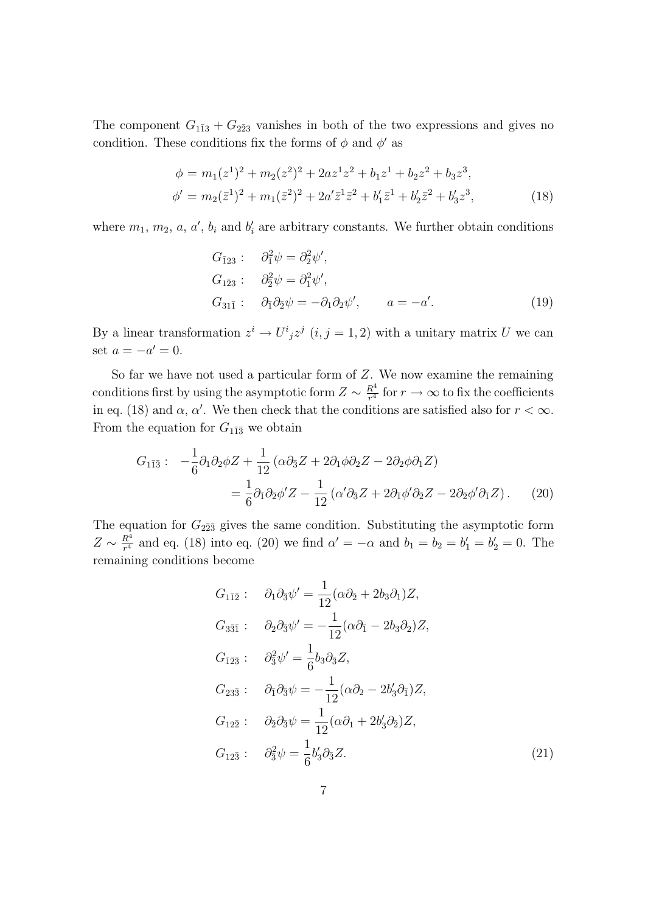The component $G_{1\bar{1}3} + G_{2\bar{2}3}$ vanishes in both of the two expressions and gives no condition. These conditions fix the forms of $\phi$ and $\phi'$ as

$$
\begin{aligned}
\phi &= m_1(z^1)^2 + m_2(z^2)^2 + 2az^1z^2 + b_1z^1 + b_2z^2 + b_3z^3, \\
\phi' &= m_2(\bar{z}^1)^2 + m_1(\bar{z}^2)^2 + 2a'\bar{z}^1\bar{z}^2 + b_1'\bar{z}^1 + b_2'\bar{z}^2 + b_3'z^3,
\end{aligned}
\tag{18}
$$

where $m_1$, $m_2$, $a$, $a'$, $b_i$ and $b_i'$ are arbitrary constants. We further obtain conditions

$$
\begin{aligned}
G_{\bar{1}23}: &\quad \partial_{\bar{1}}^2\psi = \partial_2^2\psi', \\
G_{1\bar{2}3}: &\quad \partial_{\bar{2}}^2\psi = \partial_1^2\psi', \\
G_{31\bar{1}}: &\quad \partial_{\bar{1}}\partial_{\bar{2}}\psi = -\partial_1\partial_2\psi', \qquad a = -a'.
\end{aligned}
\tag{19}
$$

By a linear transformation $z^i \to U^i{}_j z^j$ $(i,j=1,2)$ with a unitary matrix $U$ we can set $a = -a' = 0$.

So far we have not used a particular form of $Z$. We now examine the remaining conditions first by using the asymptotic form $Z \sim \frac{R^4}{r^4}$ for $r \to \infty$ to fix the coefficients in eq. (18) and $\alpha$, $\alpha'$. We then check that the conditions are satisfied also for $r < \infty$. From the equation for $G_{1\bar{1}\bar{3}}$ we obtain

$$
\begin{aligned}
G_{1\bar{1}\bar{3}}: \quad &-\frac{1}{6}\partial_1\partial_2\phi Z + \frac{1}{12}\left(\alpha\partial_{\bar{3}}Z + 2\partial_1\phi\partial_2 Z - 2\partial_2\phi\partial_1 Z\right) \\
&\qquad = \frac{1}{6}\partial_{\bar{1}}\partial_{\bar{2}}\phi' Z - \frac{1}{12}\left(\alpha'\partial_{\bar{3}}Z + 2\partial_{\bar{1}}\phi'\partial_{\bar{2}}Z - 2\partial_{\bar{2}}\phi'\partial_{\bar{1}}Z\right).
\end{aligned}
\tag{20}
$$

The equation for $G_{2\bar{2}\bar{3}}$ gives the same condition. Substituting the asymptotic form $Z \sim \frac{R^4}{r^4}$ and eq. (18) into eq. (20) we find $\alpha' = -\alpha$ and $b_1 = b_2 = b_1' = b_2' = 0$. The remaining conditions become

$$
\begin{aligned}
G_{1\bar{1}\bar{2}}: &\quad \partial_1\partial_{\bar{3}}\psi' = \frac{1}{12}(\alpha\partial_{\bar{2}} + 2b_3\partial_1)Z, \\
G_{3\bar{3}\bar{1}}: &\quad \partial_2\partial_{\bar{3}}\psi' = -\frac{1}{12}(\alpha\partial_{\bar{1}} - 2b_3\partial_2)Z, \\
G_{\bar{1}\bar{2}\bar{3}}: &\quad \partial_{\bar{3}}^2\psi' = \frac{1}{6}b_3\partial_{\bar{3}}Z, \\
G_{23\bar{3}}: &\quad \partial_{\bar{1}}\partial_{\bar{3}}\psi = -\frac{1}{12}(\alpha\partial_2 - 2b_3'\partial_{\bar{1}})Z, \\
G_{12\bar{2}}: &\quad \partial_{\bar{2}}\partial_{\bar{3}}\psi = \frac{1}{12}(\alpha\partial_1 + 2b_3'\partial_{\bar{2}})Z, \\
G_{12\bar{3}}: &\quad \partial_{\bar{3}}^2\psi = \frac{1}{6}b_3'\partial_{\bar{3}}Z.
\end{aligned}
\tag{21}
$$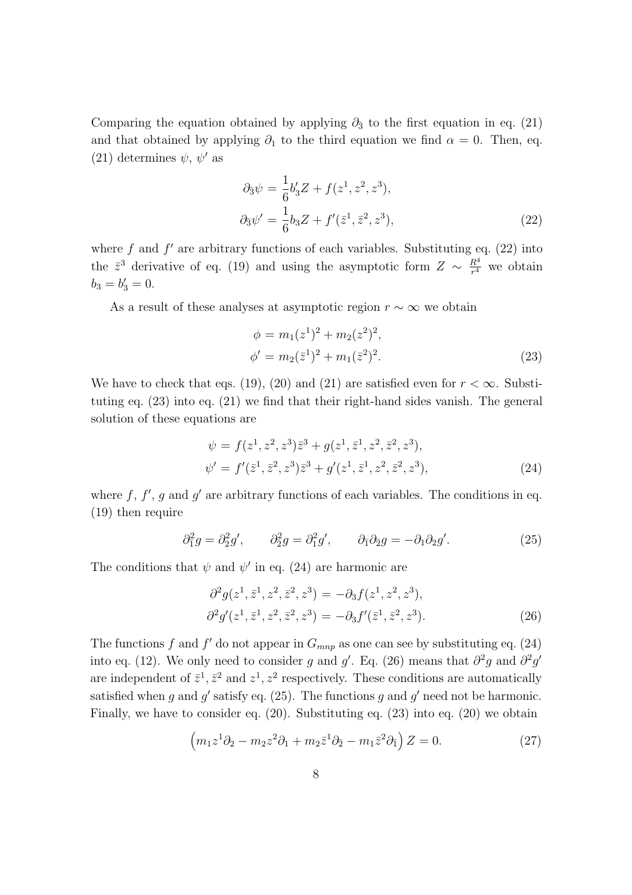Comparing the equation obtained by applying $\partial_{\bar{3}}$ to the first equation in eq. (21) and that obtained by applying $\partial_1$ to the third equation we find $\alpha = 0$. Then, eq. (21) determines $\psi$, $\psi'$ as

$$
\begin{aligned}
\partial_{\bar{3}}\psi &= \frac{1}{6}b_3' Z + f(z^1, z^2, z^3), \\
\partial_{\bar{3}}\psi' &= \frac{1}{6}b_3 Z + f'(\bar{z}^1, \bar{z}^2, z^3),
\end{aligned}
\tag{22}
$$

where $f$ and $f'$ are arbitrary functions of each variables. Substituting eq. (22) into the $\bar{z}^3$ derivative of eq. (19) and using the asymptotic form $Z \sim \frac{R^4}{r^4}$ we obtain $b_3 = b_3' = 0$.

As a result of these analyses at asymptotic region $r \sim \infty$ we obtain

$$
\begin{aligned}
\phi &= m_1(z^1)^2 + m_2(z^2)^2, \\
\phi' &= m_2(\bar{z}^1)^2 + m_1(\bar{z}^2)^2.
\end{aligned}
\tag{23}
$$

We have to check that eqs. (19), (20) and (21) are satisfied even for $r < \infty$. Substituting eq. (23) into eq. (21) we find that their right-hand sides vanish. The general solution of these equations are

$$
\begin{aligned}
\psi &= f(z^1, z^2, z^3)\bar{z}^3 + g(z^1, \bar{z}^1, z^2, \bar{z}^2, z^3), \\
\psi' &= f'(\bar{z}^1, \bar{z}^2, z^3)\bar{z}^3 + g'(z^1, \bar{z}^1, z^2, \bar{z}^2, z^3),
\end{aligned}
\tag{24}
$$

where $f$, $f'$, $g$ and $g'$ are arbitrary functions of each variables. The conditions in eq. (19) then require

$$
\partial_{\bar{1}}^2 g = \partial_2^2 g', \qquad \partial_{\bar{2}}^2 g = \partial_1^2 g', \qquad \partial_{\bar{1}}\partial_{\bar{2}} g = -\partial_1\partial_2 g'. \tag{25}
$$

The conditions that $\psi$ and $\psi'$ in eq. (24) are harmonic are

$$
\begin{aligned}
\partial^2 g(z^1, \bar{z}^1, z^2, \bar{z}^2, z^3) &= -\partial_3 f(z^1, z^2, z^3), \\
\partial^2 g'(z^1, \bar{z}^1, z^2, \bar{z}^2, z^3) &= -\partial_3 f'(\bar{z}^1, \bar{z}^2, z^3).
\end{aligned}
\tag{26}
$$

The functions $f$ and $f'$ do not appear in $G_{mnp}$ as one can see by substituting eq. (24) into eq. (12). We only need to consider $g$ and $g'$. Eq. (26) means that $\partial^2 g$ and $\partial^2 g'$ are independent of $\bar{z}^1, \bar{z}^2$ and $z^1, z^2$ respectively. These conditions are automatically satisfied when $g$ and $g'$ satisfy eq. (25). The functions $g$ and $g'$ need not be harmonic. Finally, we have to consider eq. (20). Substituting eq. (23) into eq. (20) we obtain

$$
\left(m_1 z^1 \partial_2 - m_2 z^2 \partial_1 + m_2 \bar{z}^1 \partial_{\bar{2}} - m_1 \bar{z}^2 \partial_{\bar{1}}\right) Z = 0. \tag{27}
$$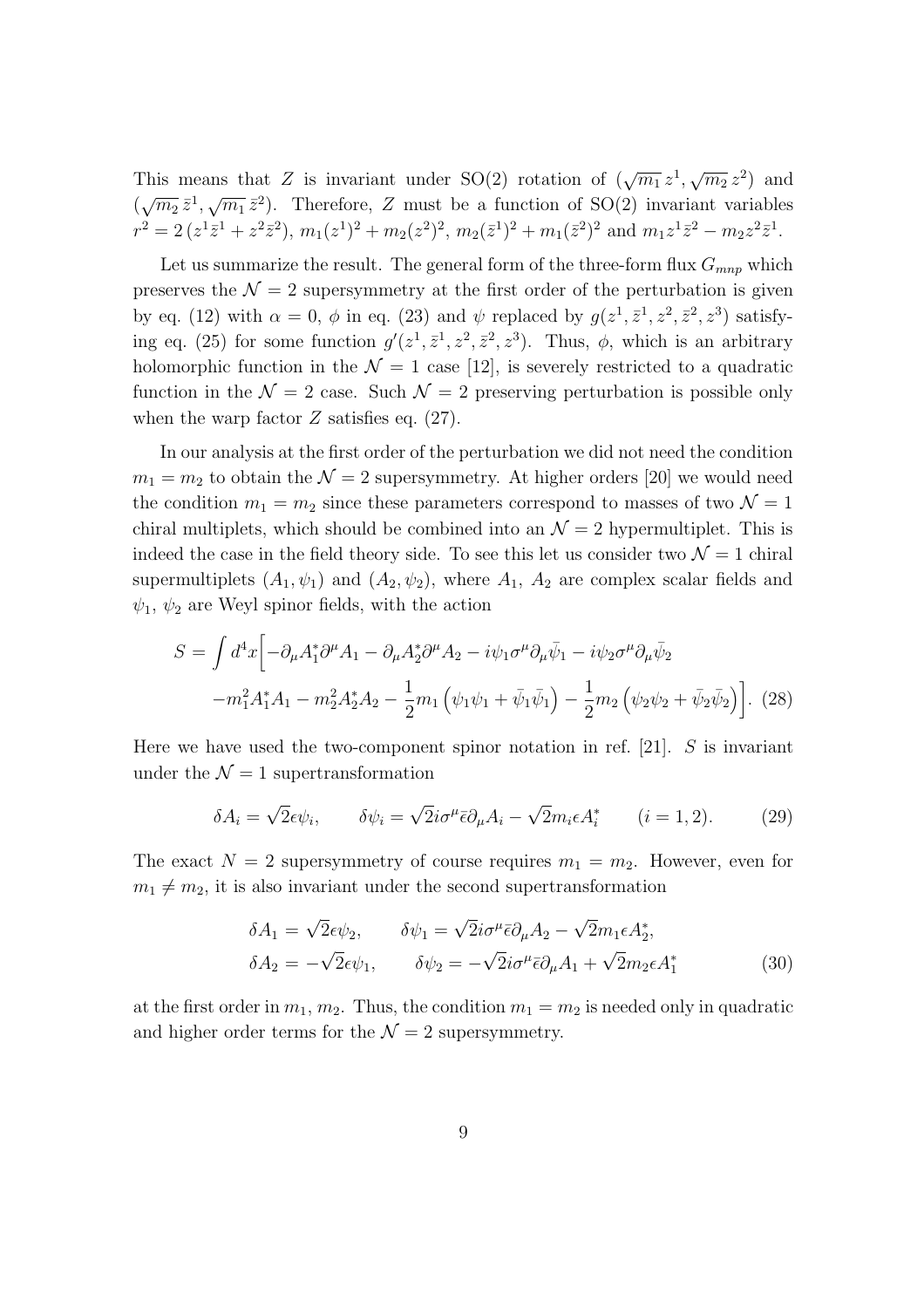This means that $Z$ is invariant under SO(2) rotation of $(\sqrt{m_1}\, z^1, \sqrt{m_2}\, z^2)$ and $(\sqrt{m_2}\, \bar{z}^1, \sqrt{m_1}\, \bar{z}^2)$. Therefore, $Z$ must be a function of SO(2) invariant variables $r^2 = 2\,(z^1\bar{z}^1 + z^2\bar{z}^2)$, $m_1(z^1)^2 + m_2(z^2)^2$, $m_2(\bar{z}^1)^2 + m_1(\bar{z}^2)^2$ and $m_1 z^1 \bar{z}^2 - m_2 z^2 \bar{z}^1$.

Let us summarize the result. The general form of the three-form flux $G_{mnp}$ which preserves the $\mathcal{N}=2$ supersymmetry at the first order of the perturbation is given by eq. (12) with $\alpha = 0$, $\phi$ in eq. (23) and $\psi$ replaced by $g(z^1, \bar{z}^1, z^2, \bar{z}^2, z^3)$ satisfying eq. (25) for some function $g'(z^1, \bar{z}^1, z^2, \bar{z}^2, z^3)$. Thus, $\phi$, which is an arbitrary holomorphic function in the $\mathcal{N}=1$ case [12], is severely restricted to a quadratic function in the $\mathcal{N}=2$ case. Such $\mathcal{N}=2$ preserving perturbation is possible only when the warp factor $Z$ satisfies eq. (27).

In our analysis at the first order of the perturbation we did not need the condition $m_1 = m_2$ to obtain the $\mathcal{N}=2$ supersymmetry. At higher orders [20] we would need the condition $m_1 = m_2$ since these parameters correspond to masses of two $\mathcal{N}=1$ chiral multiplets, which should be combined into an $\mathcal{N}=2$ hypermultiplet. This is indeed the case in the field theory side. To see this let us consider two $\mathcal{N}=1$ chiral supermultiplets $(A_1, \psi_1)$ and $(A_2, \psi_2)$, where $A_1$, $A_2$ are complex scalar fields and $\psi_1$, $\psi_2$ are Weyl spinor fields, with the action

$$
\begin{aligned}
S = \int d^4x \Big[ & -\partial_\mu A_1^* \partial^\mu A_1 - \partial_\mu A_2^* \partial^\mu A_2 - i\psi_1 \sigma^\mu \partial_\mu \bar{\psi}_1 - i\psi_2 \sigma^\mu \partial_\mu \bar{\psi}_2 \\
& - m_1^2 A_1^* A_1 - m_2^2 A_2^* A_2 - \frac{1}{2} m_1 \left( \psi_1\psi_1 + \bar{\psi}_1\bar{\psi}_1 \right) - \frac{1}{2} m_2 \left( \psi_2\psi_2 + \bar{\psi}_2\bar{\psi}_2 \right) \Big]. \quad (28)
\end{aligned}
$$

Here we have used the two-component spinor notation in ref. [21]. $S$ is invariant under the $\mathcal{N}=1$ supertransformation

$$
\delta A_i = \sqrt{2}\epsilon\psi_i, \qquad \delta\psi_i = \sqrt{2} i \sigma^\mu \bar{\epsilon} \partial_\mu A_i - \sqrt{2} m_i \epsilon A_i^* \qquad (i = 1, 2). \tag{29}
$$

The exact $N=2$ supersymmetry of course requires $m_1 = m_2$. However, even for $m_1 \neq m_2$, it is also invariant under the second supertransformation

$$
\begin{aligned}
\delta A_1 &= \sqrt{2}\epsilon\psi_2, \qquad \delta\psi_1 = \sqrt{2} i \sigma^\mu \bar{\epsilon} \partial_\mu A_2 - \sqrt{2} m_1 \epsilon A_2^*, \\
\delta A_2 &= -\sqrt{2}\epsilon\psi_1, \qquad \delta\psi_2 = -\sqrt{2} i \sigma^\mu \bar{\epsilon} \partial_\mu A_1 + \sqrt{2} m_2 \epsilon A_1^*
\end{aligned}
\tag{30}
$$

at the first order in $m_1$, $m_2$. Thus, the condition $m_1 = m_2$ is needed only in quadratic and higher order terms for the $\mathcal{N}=2$ supersymmetry.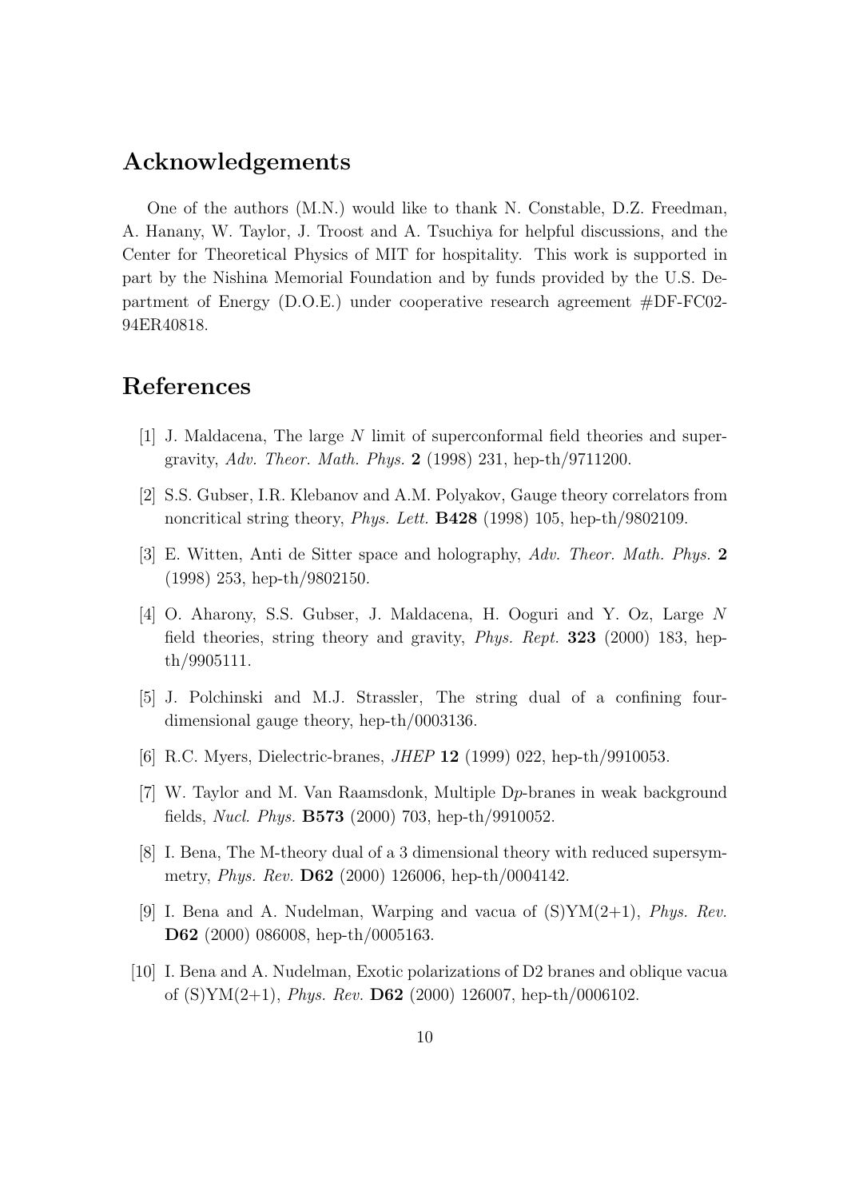## Acknowledgements

One of the authors (M.N.) would like to thank N. Constable, D.Z. Freedman, A. Hanany, W. Taylor, J. Troost and A. Tsuchiya for helpful discussions, and the Center for Theoretical Physics of MIT for hospitality. This work is supported in part by the Nishina Memorial Foundation and by funds provided by the U.S. Department of Energy (D.O.E.) under cooperative research agreement #DF-FC02-94ER40818.

## References

[1] J. Maldacena, The large $N$ limit of superconformal field theories and supergravity, *Adv. Theor. Math. Phys.* **2** (1998) 231, hep-th/9711200.

[2] S.S. Gubser, I.R. Klebanov and A.M. Polyakov, Gauge theory correlators from noncritical string theory, *Phys. Lett.* **B428** (1998) 105, hep-th/9802109.

[3] E. Witten, Anti de Sitter space and holography, *Adv. Theor. Math. Phys.* **2** (1998) 253, hep-th/9802150.

[4] O. Aharony, S.S. Gubser, J. Maldacena, H. Ooguri and Y. Oz, Large $N$ field theories, string theory and gravity, *Phys. Rept.* **323** (2000) 183, hep-th/9905111.

[5] J. Polchinski and M.J. Strassler, The string dual of a confining four-dimensional gauge theory, hep-th/0003136.

[6] R.C. Myers, Dielectric-branes, *JHEP* **12** (1999) 022, hep-th/9910053.

[7] W. Taylor and M. Van Raamsdonk, Multiple D$p$-branes in weak background fields, *Nucl. Phys.* **B573** (2000) 703, hep-th/9910052.

[8] I. Bena, The M-theory dual of a 3 dimensional theory with reduced supersymmetry, *Phys. Rev.* **D62** (2000) 126006, hep-th/0004142.

[9] I. Bena and A. Nudelman, Warping and vacua of (S)YM(2+1), *Phys. Rev.* **D62** (2000) 086008, hep-th/0005163.

[10] I. Bena and A. Nudelman, Exotic polarizations of D2 branes and oblique vacua of (S)YM(2+1), *Phys. Rev.* **D62** (2000) 126007, hep-th/0006102.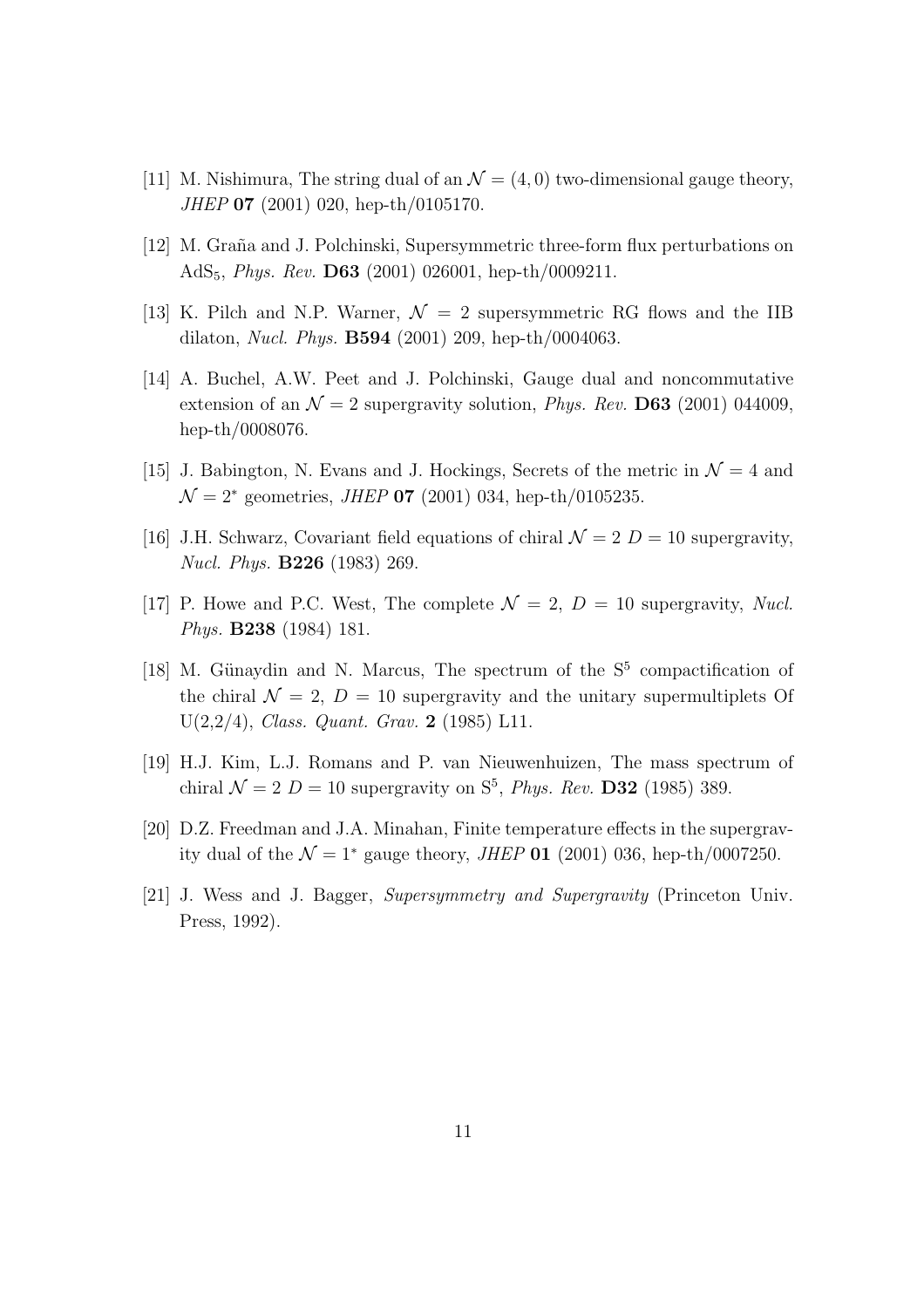[11] M. Nishimura, The string dual of an $\mathcal{N} = (4,0)$ two-dimensional gauge theory, *JHEP* **07** (2001) 020, hep-th/0105170.

[12] M. Graña and J. Polchinski, Supersymmetric three-form flux perturbations on $\mathrm{AdS}_5$, *Phys. Rev.* **D63** (2001) 026001, hep-th/0009211.

[13] K. Pilch and N.P. Warner, $\mathcal{N} = 2$ supersymmetric RG flows and the IIB dilaton, *Nucl. Phys.* **B594** (2001) 209, hep-th/0004063.

[14] A. Buchel, A.W. Peet and J. Polchinski, Gauge dual and noncommutative extension of an $\mathcal{N} = 2$ supergravity solution, *Phys. Rev.* **D63** (2001) 044009, hep-th/0008076.

[15] J. Babington, N. Evans and J. Hockings, Secrets of the metric in $\mathcal{N} = 4$ and $\mathcal{N} = 2^*$ geometries, *JHEP* **07** (2001) 034, hep-th/0105235.

[16] J.H. Schwarz, Covariant field equations of chiral $\mathcal{N} = 2$ $D = 10$ supergravity, *Nucl. Phys.* **B226** (1983) 269.

[17] P. Howe and P.C. West, The complete $\mathcal{N} = 2$, $D = 10$ supergravity, *Nucl. Phys.* **B238** (1984) 181.

[18] M. Günaydin and N. Marcus, The spectrum of the $\mathrm{S}^5$ compactification of the chiral $\mathcal{N} = 2$, $D = 10$ supergravity and the unitary supermultiplets Of U(2,2/4), *Class. Quant. Grav.* **2** (1985) L11.

[19] H.J. Kim, L.J. Romans and P. van Nieuwenhuizen, The mass spectrum of chiral $\mathcal{N} = 2$ $D = 10$ supergravity on $\mathrm{S}^5$, *Phys. Rev.* **D32** (1985) 389.

[20] D.Z. Freedman and J.A. Minahan, Finite temperature effects in the supergravity dual of the $\mathcal{N} = 1^*$ gauge theory, *JHEP* **01** (2001) 036, hep-th/0007250.

[21] J. Wess and J. Bagger, *Supersymmetry and Supergravity* (Princeton Univ. Press, 1992).